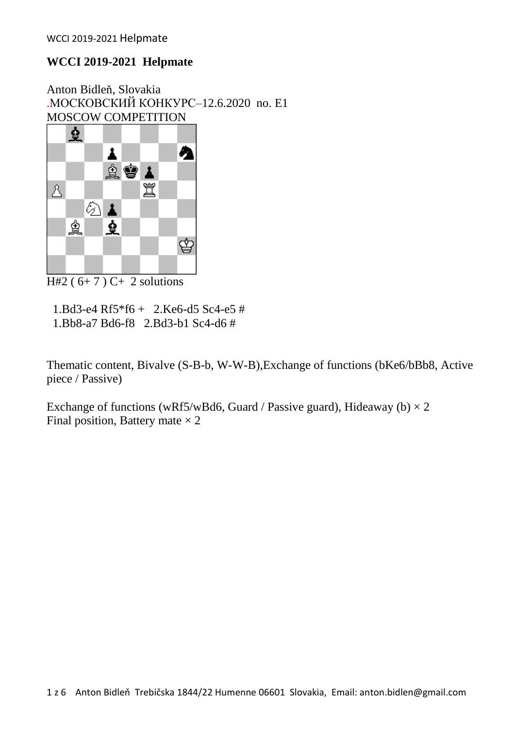## WCCI 2019-2021 Helpmate

Anton Bidleň, Slovakia
.МОСКОВСКИЙ КОНКУРС–12.6.2020 no. E1
MOSCOW COMPETITION

H#2 ( 6+ 7 ) C+ 2 solutions

1.Bd3-e4 Rf5*f6 + 2.Ke6-d5 Sc4-e5 #
1.Bb8-a7 Bd6-f8 2.Bd3-b1 Sc4-d6 #

Thematic content, Bivalve (S-B-b, W-W-B),Exchange of functions (bKe6/bBb8, Active piece / Passive)

Exchange of functions (wRf5/wBd6, Guard / Passive guard), Hideaway (b) × 2
Final position, Battery mate × 2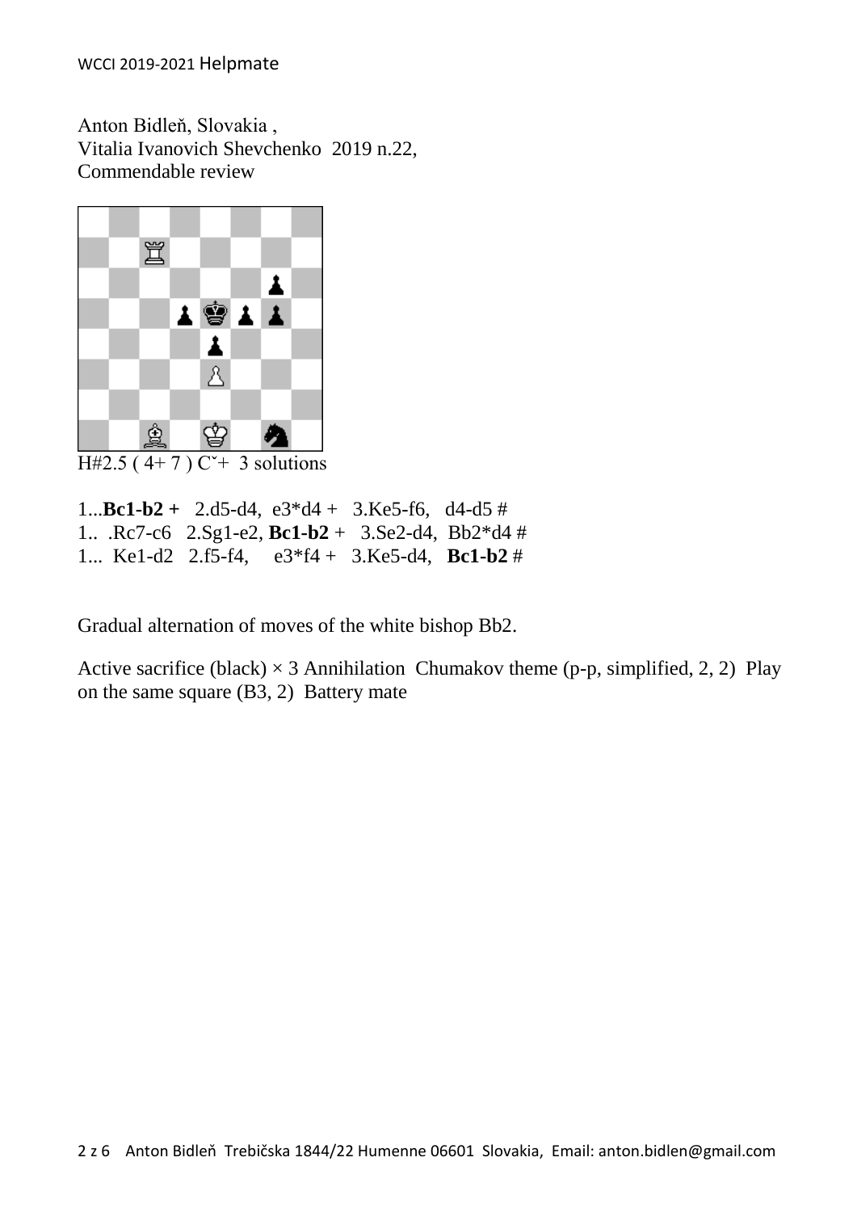WCCI 2019-2021 Helpmate

Anton Bidleň, Slovakia ,
Vitalia Ivanovich Shevchenko 2019 n.22,
Commendable review

H#2.5 ( 4+ 7 ) Cˇ+ 3 solutions

1...**Bc1-b2 +** 2.d5-d4, e3*d4 + 3.Ke5-f6, d4-d5 #
1.. .Rc7-c6 2.Sg1-e2, **Bc1-b2** + 3.Se2-d4, Bb2*d4 #
1... Ke1-d2 2.f5-f4, e3*f4 + 3.Ke5-d4, **Bc1-b2** #

Gradual alternation of moves of the white bishop Bb2.

Active sacrifice (black) × 3 Annihilation Chumakov theme (p-p, simplified, 2, 2) Play on the same square (B3, 2) Battery mate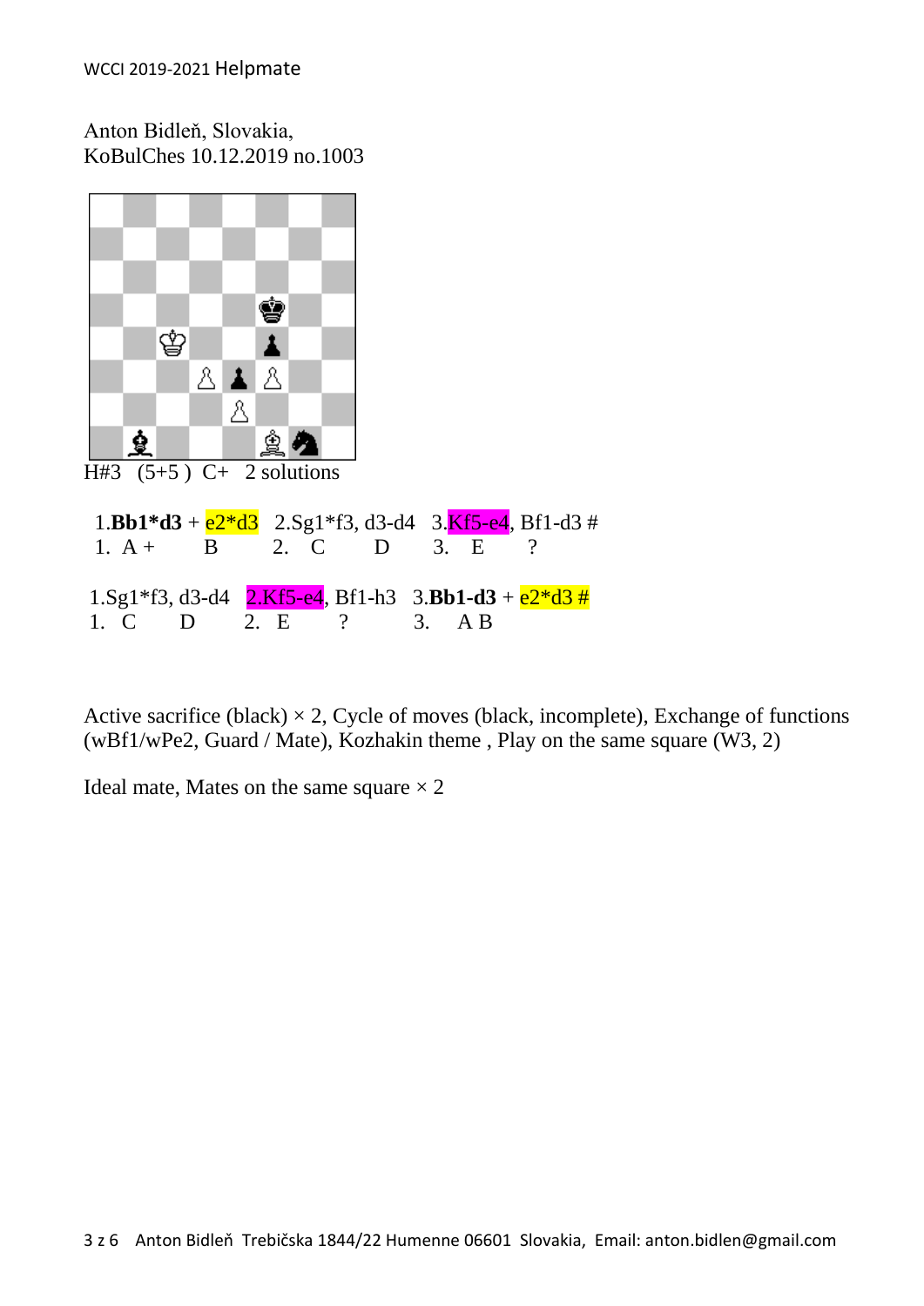WCCI 2019-2021 Helpmate

Anton Bidleň, Slovakia,
KoBulChes 10.12.2019 no.1003

H#3 (5+5) C+ 2 solutions

1.**Bb1*d3** + e2*d3 2.Sg1*f3, d3-d4 3.Kf5-e4, Bf1-d3 #
1. A + B 2. C D 3. E ?

1.Sg1*f3, d3-d4 2.Kf5-e4, Bf1-h3 3.**Bb1-d3** + e2*d3 #
1. C D 2. E ? 3. A B

Active sacrifice (black) × 2, Cycle of moves (black, incomplete), Exchange of functions (wBf1/wPe2, Guard / Mate), Kozhakin theme , Play on the same square (W3, 2)

Ideal mate, Mates on the same square × 2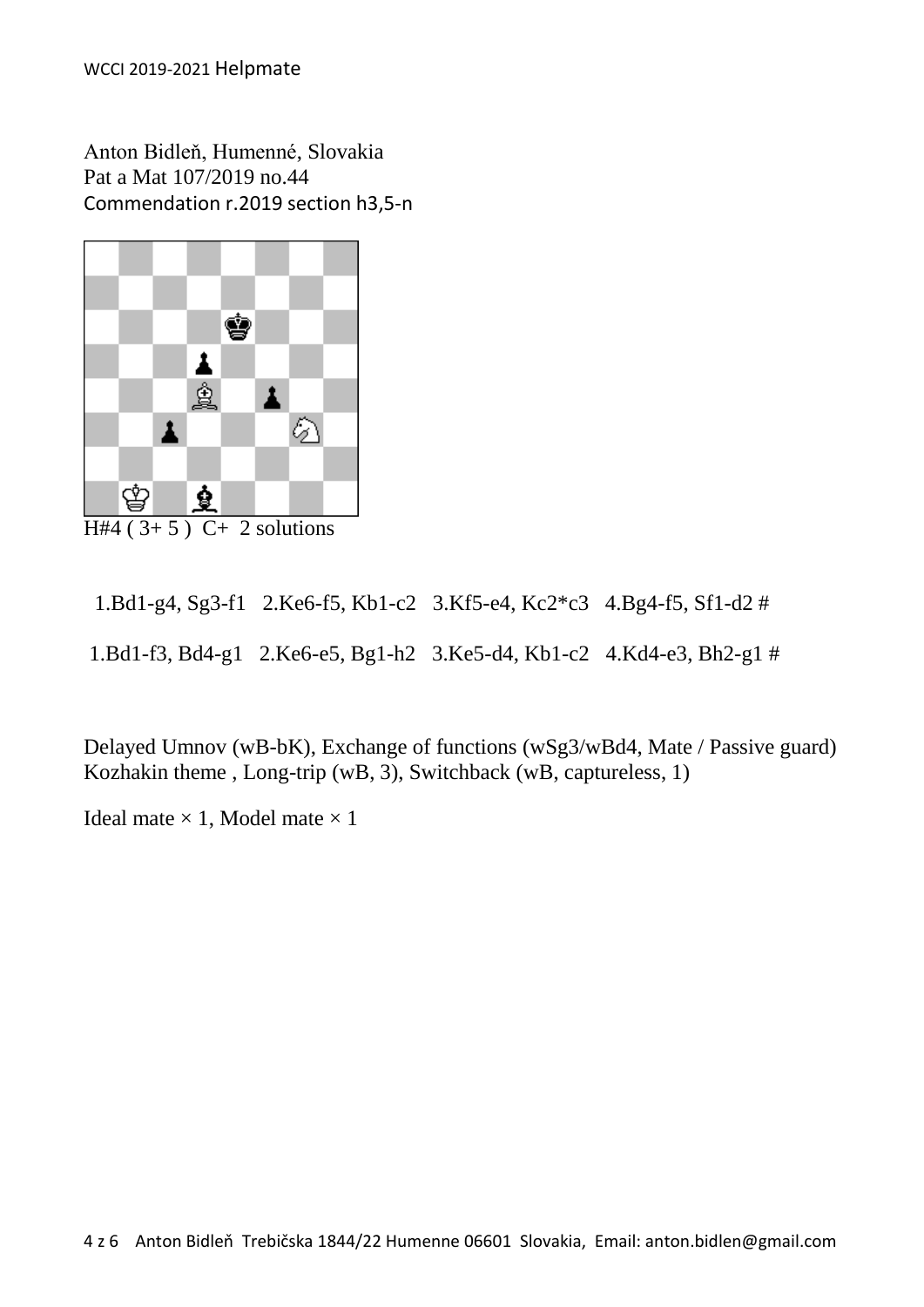WCCI 2019-2021 Helpmate

Anton Bidleň, Humenné, Slovakia
Pat a Mat 107/2019 no.44
Commendation r.2019 section h3,5-n

H#4 ( 3+ 5 ) C+ 2 solutions

1.Bd1-g4, Sg3-f1 2.Ke6-f5, Kb1-c2 3.Kf5-e4, Kc2*c3 4.Bg4-f5, Sf1-d2 #

1.Bd1-f3, Bd4-g1 2.Ke6-e5, Bg1-h2 3.Ke5-d4, Kb1-c2 4.Kd4-e3, Bh2-g1 #

Delayed Umnov (wB-bK), Exchange of functions (wSg3/wBd4, Mate / Passive guard)
Kozhakin theme , Long-trip (wB, 3), Switchback (wB, captureless, 1)

Ideal mate × 1, Model mate × 1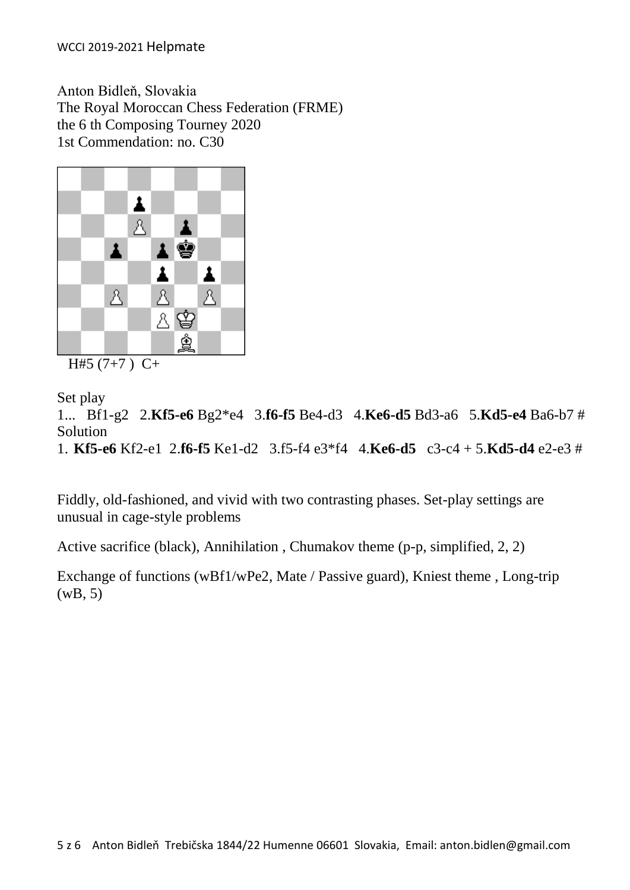WCCI 2019-2021 Helpmate

Anton Bidleň, Slovakia
The Royal Moroccan Chess Federation (FRME)
the 6 th Composing Tourney 2020
1st Commendation: no. C30

H#5 (7+7 ) C+

Set play

1... Bf1-g2 2.**Kf5-e6** Bg2*e4 3.**f6-f5** Be4-d3 4.**Ke6-d5** Bd3-a6 5.**Kd5-e4** Ba6-b7 #

Solution

1. **Kf5-e6** Kf2-e1 2.**f6-f5** Ke1-d2 3.f5-f4 e3*f4 4.**Ke6-d5** c3-c4 + 5.**Kd5-d4** e2-e3 #

Fiddly, old-fashioned, and vivid with two contrasting phases. Set-play settings are unusual in cage-style problems

Active sacrifice (black), Annihilation , Chumakov theme (p-p, simplified, 2, 2)

Exchange of functions (wBf1/wPe2, Mate / Passive guard), Kniest theme , Long-trip (wB, 5)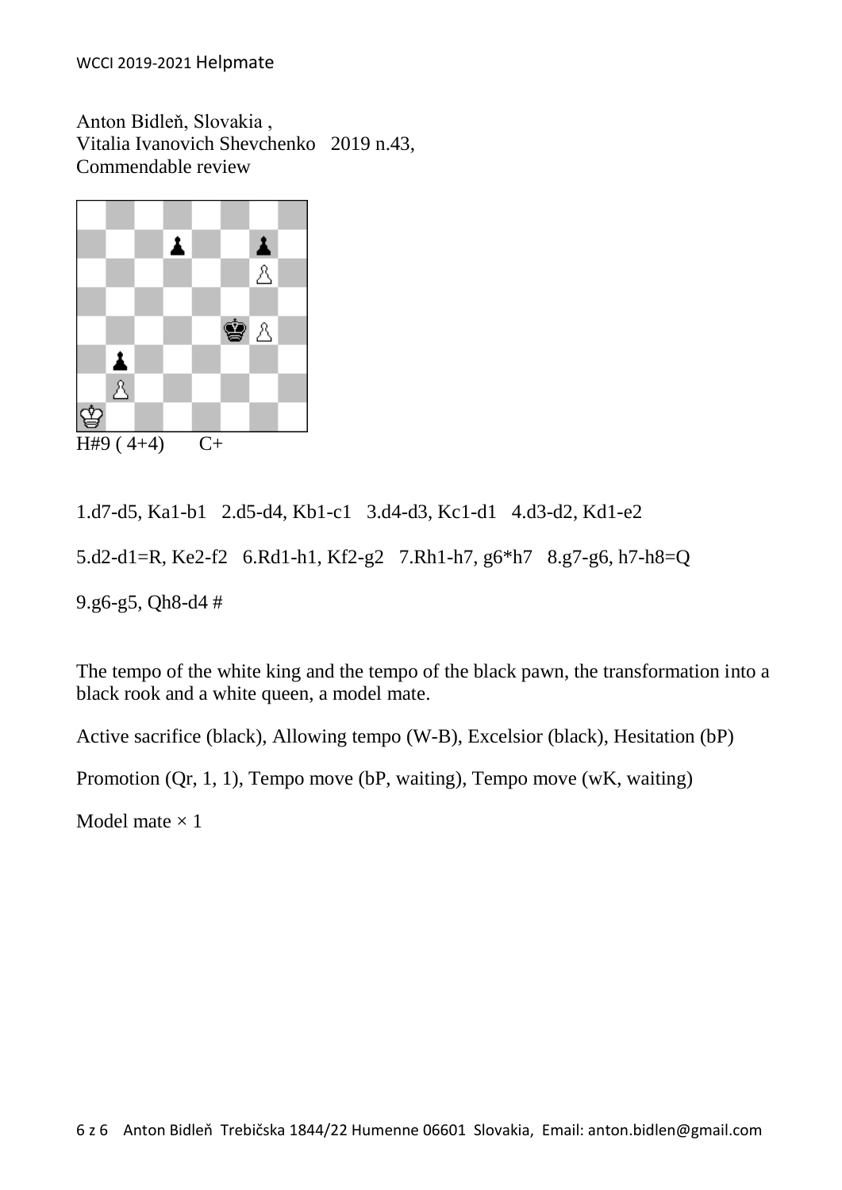Anton Bidleň, Slovakia ,
Vitalia Ivanovich Shevchenko 2019 n.43,
Commendable review

H#9 ( 4+4) C+

1.d7-d5, Ka1-b1 2.d5-d4, Kb1-c1 3.d4-d3, Kc1-d1 4.d3-d2, Kd1-e2

5.d2-d1=R, Ke2-f2 6.Rd1-h1, Kf2-g2 7.Rh1-h7, g6*h7 8.g7-g6, h7-h8=Q

9.g6-g5, Qh8-d4 #

The tempo of the white king and the tempo of the black pawn, the transformation into a black rook and a white queen, a model mate.

Active sacrifice (black), Allowing tempo (W-B), Excelsior (black), Hesitation (bP)

Promotion (Qr, 1, 1), Tempo move (bP, waiting), Tempo move (wK, waiting)

Model mate × 1